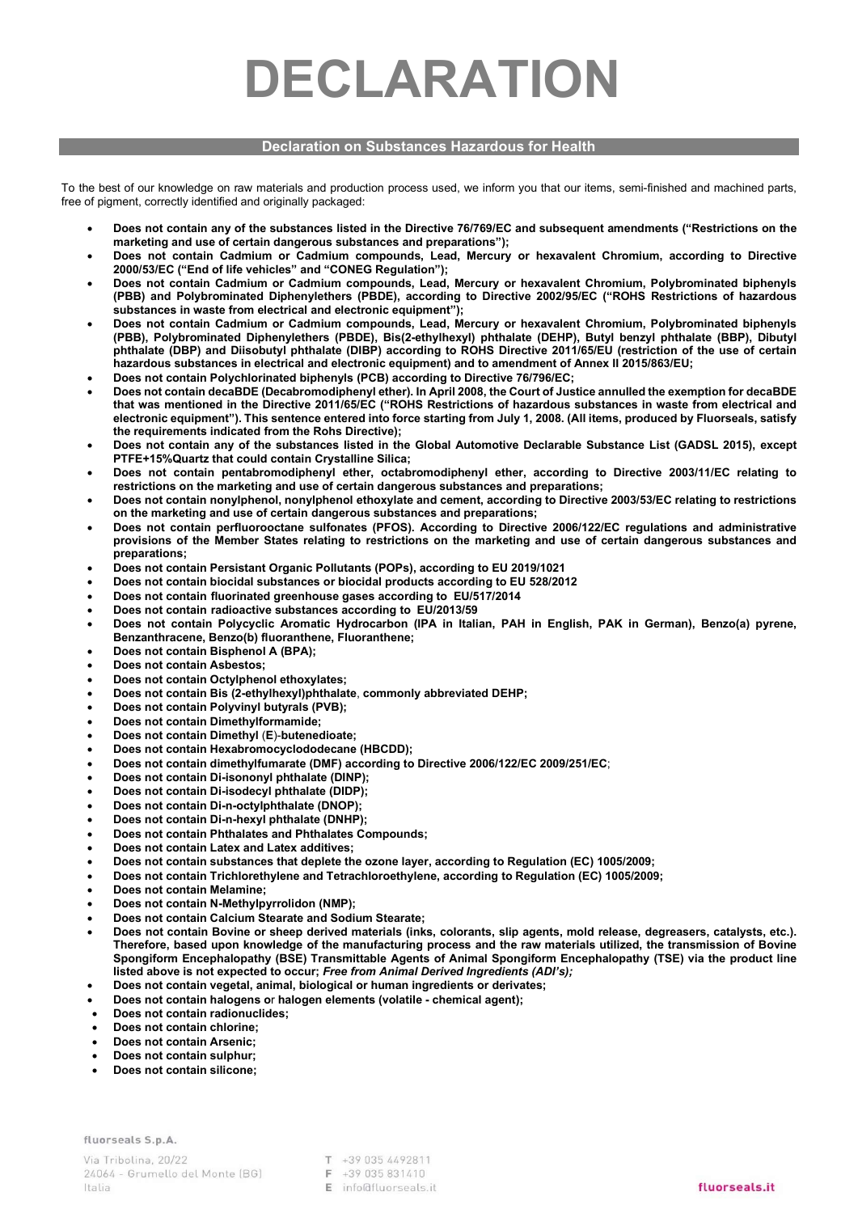# DECLARATION

## Declaration on Substances Hazardous for Health

To the best of our knowledge on raw materials and production process used, we inform you that our items, semi-finished and machined parts, free of pigment, correctly identified and originally packaged:

- **Does not contain any of the substances listed in the Directive 76/769/EC and subsequent amendments ("Restrictions on the marketing and use of certain dangerous substances and preparations");**
- **Does not contain Cadmium or Cadmium compounds, Lead, Mercury or hexavalent Chromium, according to Directive 2000/53/EC ("End of life vehicles" and "CONEG Regulation");**
- **Does not contain Cadmium or Cadmium compounds, Lead, Mercury or hexavalent Chromium, Polybrominated biphenyls (PBB) and Polybrominated Diphenylethers (PBDE), according to Directive 2002/95/EC ("ROHS Restrictions of hazardous substances in waste from electrical and electronic equipment");**
- **Does not contain Cadmium or Cadmium compounds, Lead, Mercury or hexavalent Chromium, Polybrominated biphenyls (PBB), Polybrominated Diphenylethers (PBDE), Bis(2-ethylhexyl) phthalate (DEHP), Butyl benzyl phthalate (BBP), Dibutyl phthalate (DBP) and Diisobutyl phthalate (DIBP) according to ROHS Directive 2011/65/EU (restriction of the use of certain hazardous substances in electrical and electronic equipment) and to amendment of Annex II 2015/863/EU;**
- **Does not contain Polychlorinated biphenyls (PCB) according to Directive 76/796/EC;**
- **Does not contain decaBDE (Decabromodiphenyl ether). In April 2008, the Court of Justice annulled the exemption for decaBDE that was mentioned in the Directive 2011/65/EC ("ROHS Restrictions of hazardous substances in waste from electrical and electronic equipment"). This sentence entered into force starting from July 1, 2008. (All items, produced by Fluorseals, satisfy the requirements indicated from the Rohs Directive);**
- **Does not contain any of the substances listed in the Global Automotive Declarable Substance List (GADSL 2015), except PTFE+15%Quartz that could contain Crystalline Silica;**
- **Does not contain pentabromodiphenyl ether, octabromodiphenyl ether, according to Directive 2003/11/EC relating to restrictions on the marketing and use of certain dangerous substances and preparations;**
- **Does not contain nonylphenol, nonylphenol ethoxylate and cement, according to Directive 2003/53/EC relating to restrictions on the marketing and use of certain dangerous substances and preparations;**
- **Does not contain perfluorooctane sulfonates (PFOS). According to Directive 2006/122/EC regulations and administrative provisions of the Member States relating to restrictions on the marketing and use of certain dangerous substances and preparations;**
- **Does not contain Persistant Organic Pollutants (POPs), according to EU 2019/1021**
- **Does not contain biocidal substances or biocidal products according to EU 528/2012**
- **Does not contain fluorinated greenhouse gases according to EU/517/2014**
- **Does not contain radioactive substances according to EU/2013/59**
- **Does not contain Polycyclic Aromatic Hydrocarbon (IPA in Italian, PAH in English, PAK in German), Benzo(a) pyrene, Benzanthracene, Benzo(b) fluoranthene, Fluoranthene;**
- **Does not contain Bisphenol A (BPA);**
- **Does not contain Asbestos;**
- **Does not contain Octylphenol ethoxylates;**
- **Does not contain Bis (2-ethylhexyl)phthalate, commonly abbreviated DEHP;**
- **Does not contain Polyvinyl butyrals (PVB);**
- **Does not contain Dimethylformamide;**
- **Does not contain Dimethyl (E)-butenedioate;**
- **Does not contain Hexabromocyclododecane (HBCDD);**
- **Does not contain dimethylfumarate (DMF) according to Directive 2006/122/EC 2009/251/EC;**
- **Does not contain Di-isononyl phthalate (DINP);**
- **Does not contain Di-isodecyl phthalate (DIDP);**
- **Does not contain Di-n-octylphthalate (DNOP);**
- **Does not contain Di-n-hexyl phthalate (DNHP);**
- **Does not contain Phthalates and Phthalates Compounds;**
- **Does not contain Latex and Latex additives;**
- **Does not contain substances that deplete the ozone layer, according to Regulation (EC) 1005/2009;**
- **Does not contain Trichlorethylene and Tetrachloroethylene, according to Regulation (EC) 1005/2009;**
- **Does not contain Melamine;**
- **Does not contain N-Methylpyrrolidon (NMP);**
- **Does not contain Calcium Stearate and Sodium Stearate;**
- **Does not contain Bovine or sheep derived materials (inks, colorants, slip agents, mold release, degreasers, catalysts, etc.). Therefore, based upon knowledge of the manufacturing process and the raw materials utilized, the transmission of Bovine Spongiform Encephalopathy (BSE) Transmittable Agents of Animal Spongiform Encephalopathy (TSE) via the product line listed above is not expected to occur; *Free from Animal Derived Ingredients (ADI's);***
- **Does not contain vegetal, animal, biological or human ingredients or derivates;**
- **Does not contain halogens or halogen elements (volatile - chemical agent);**
- **Does not contain radionuclides;**
- **Does not contain chlorine;**
- **Does not contain Arsenic;**
- **Does not contain sulphur;**
- **Does not contain silicone;**

fluorseals S.p.A.

Via Tribolina, 20/22
24064 - Grumello del Monte (BG)
Italia

T +39 035 4492811
F +39 035 831410
E info@fluorseals.it

fluorseals.it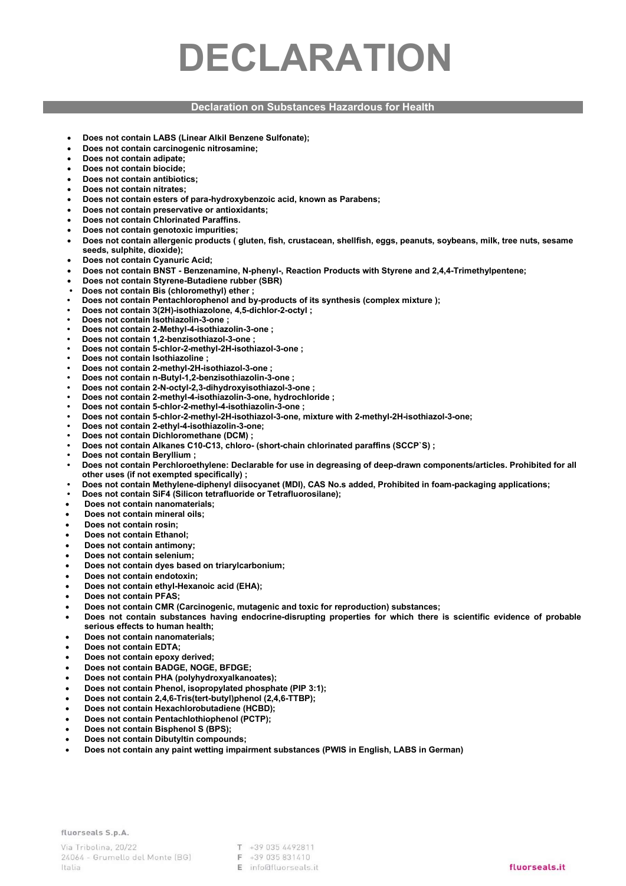# DECLARATION

## Declaration on Substances Hazardous for Health

- **Does not contain LABS (Linear Alkil Benzene Sulfonate);**
- **Does not contain carcinogenic nitrosamine;**
- **Does not contain adipate;**
- **Does not contain biocide;**
- **Does not contain antibiotics;**
- **Does not contain nitrates;**
- **Does not contain esters of para-hydroxybenzoic acid, known as Parabens;**
- **Does not contain preservative or antioxidants;**
- **Does not contain Chlorinated Paraffins.**
- **Does not contain genotoxic impurities;**
- **Does not contain allergenic products ( gluten, fish, crustacean, shellfish, eggs, peanuts, soybeans, milk, tree nuts, sesame seeds, sulphite, dioxide);**
- **Does not contain Cyanuric Acid;**
- **Does not contain BNST - Benzenamine, N-phenyl-, Reaction Products with Styrene and 2,4,4-Trimethylpentene;**
- **Does not contain Styrene-Butadiene rubber (SBR)**
- **Does not contain Bis (chloromethyl) ether ;**
- **Does not contain Pentachlorophenol and by-products of its synthesis (complex mixture );**
- **Does not contain 3(2H)-isothiazolone, 4,5-dichlor-2-octyl ;**
- **Does not contain Isothiazolin-3-one ;**
- **Does not contain 2-Methyl-4-isothiazolin-3-one ;**
- **Does not contain 1,2-benzisothiazol-3-one ;**
- **Does not contain 5-chlor-2-methyl-2H-isothiazol-3-one ;**
- **Does not contain Isothiazoline ;**
- **Does not contain 2-methyl-2H-isothiazol-3-one ;**
- **Does not contain n-Butyl-1,2-benzisothiazolin-3-one ;**
- **Does not contain 2-N-octyl-2,3-dihydroxyisothiazol-3-one ;**
- **Does not contain 2-methyl-4-isothiazolin-3-one, hydrochloride ;**
- **Does not contain 5-chlor-2-methyl-4-isothiazolin-3-one ;**
- **Does not contain 5-chlor-2-methyl-2H-isothiazol-3-one, mixture with 2-methyl-2H-isothiazol-3-one;**
- **Does not contain 2-ethyl-4-isothiazolin-3-one;**
- **Does not contain Dichloromethane (DCM) ;**
- **Does not contain Alkanes C10-C13, chloro- (short-chain chlorinated paraffins (SCCP`S) ;**
- **Does not contain Beryllium ;**
- **Does not contain Perchloroethylene: Declarable for use in degreasing of deep-drawn components/articles. Prohibited for all other uses (if not exempted specifically) ;**
- **Does not contain Methylene-diphenyl diisocyanet (MDI), CAS No.s added, Prohibited in foam-packaging applications;**
- **Does not contain $SiF_4$ (Silicon tetrafluoride or Tetrafluorosilane);**
- **Does not contain nanomaterials;**
- **Does not contain mineral oils;**
- **Does not contain rosin;**
- **Does not contain Ethanol;**
- **Does not contain antimony;**
- **Does not contain selenium;**
- **Does not contain dyes based on triarylcarbonium;**
- **Does not contain endotoxin;**
- **Does not contain ethyl-Hexanoic acid (EHA);**
- **Does not contain PFAS;**
- **Does not contain CMR (Carcinogenic, mutagenic and toxic for reproduction) substances;**
- **Does not contain substances having endocrine-disrupting properties for which there is scientific evidence of probable serious effects to human health;**
- **Does not contain nanomaterials;**
- **Does not contain EDTA;**
- **Does not contain epoxy derived;**
- **Does not contain BADGE, NOGE, BFDGE;**
- **Does not contain PHA (polyhydroxyalkanoates);**
- **Does not contain Phenol, isopropylated phosphate (PIP 3:1);**
- **Does not contain 2,4,6-Tris(tert-butyl)phenol (2,4,6-TTBP);**
- **Does not contain Hexachlorobutadiene (HCBD);**
- **Does not contain Pentachlothiophenol (PCTP);**
- **Does not contain Bisphenol S (BPS);**
- **Does not contain Dibutyltin compounds;**
- **Does not contain any paint wetting impairment substances (PWIS in English, LABS in German)**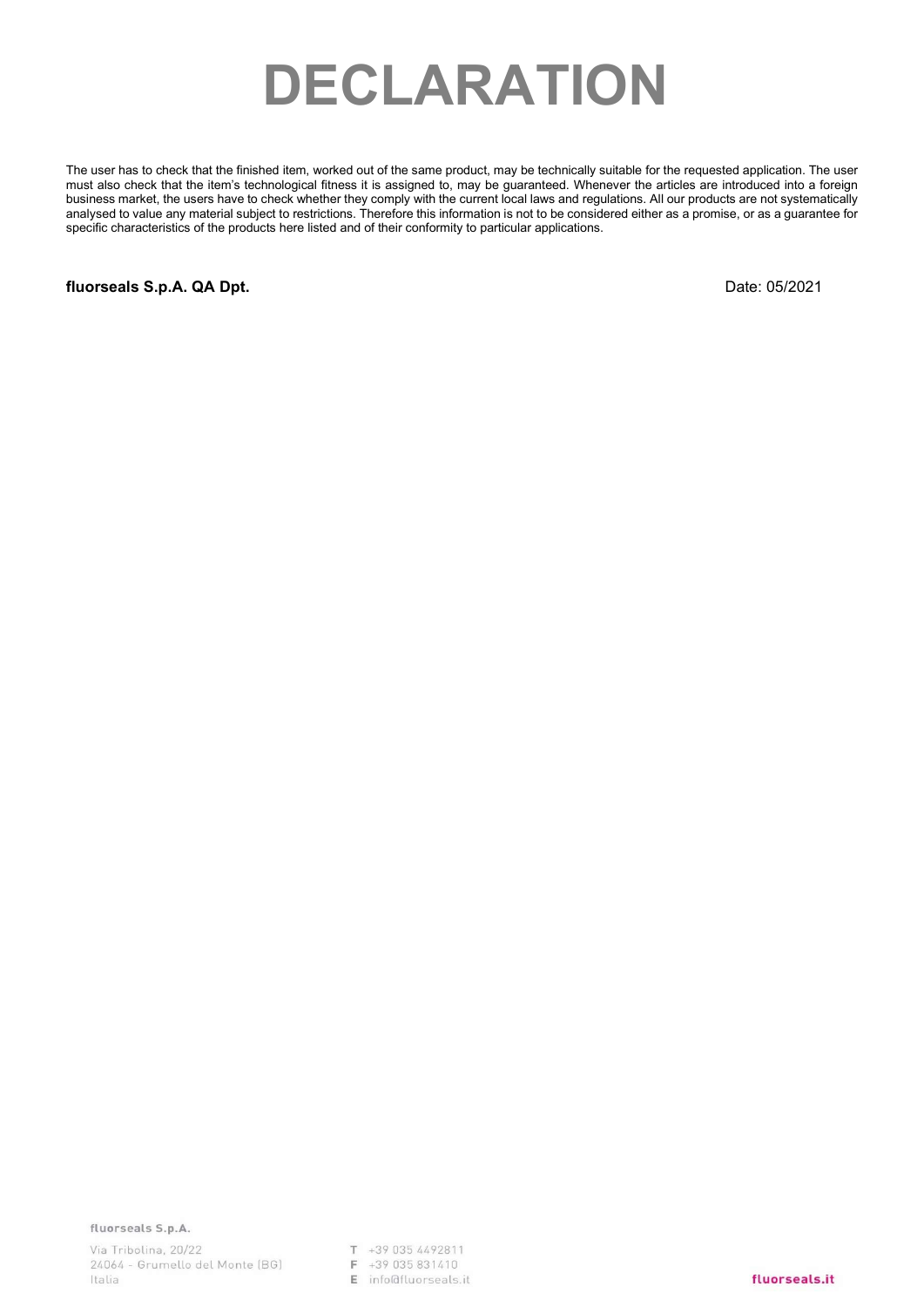# DECLARATION

The user has to check that the finished item, worked out of the same product, may be technically suitable for the requested application. The user must also check that the item's technological fitness it is assigned to, may be guaranteed. Whenever the articles are introduced into a foreign business market, the users have to check whether they comply with the current local laws and regulations. All our products are not systematically analysed to value any material subject to restrictions. Therefore this information is not to be considered either as a promise, or as a guarantee for specific characteristics of the products here listed and of their conformity to particular applications.

**fluorseals S.p.A. QA Dpt.** Date: 05/2021